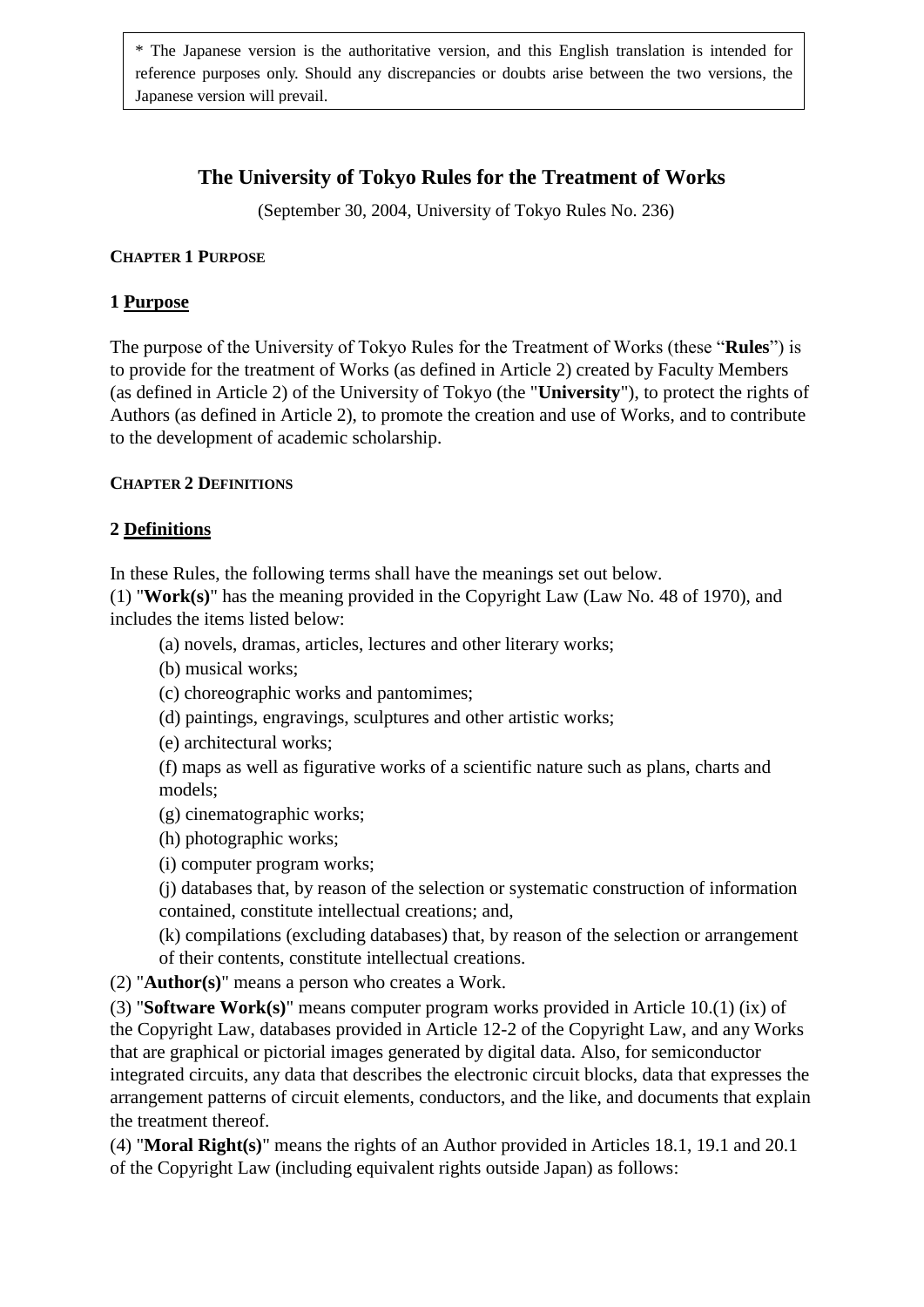\* The Japanese version is the authoritative version, and this English translation is intended for reference purposes only. Should any discrepancies or doubts arise between the two versions, the Japanese version will prevail.

# The University of Tokyo Rules for the Treatment of Works

(September 30, 2004, University of Tokyo Rules No. 236)

## CHAPTER 1 PURPOSE

### 1 Purpose

The purpose of the University of Tokyo Rules for the Treatment of Works (these "**Rules**") is to provide for the treatment of Works (as defined in Article 2) created by Faculty Members (as defined in Article 2) of the University of Tokyo (the "**University**"), to protect the rights of Authors (as defined in Article 2), to promote the creation and use of Works, and to contribute to the development of academic scholarship.

## CHAPTER 2 DEFINITIONS

### 2 Definitions

In these Rules, the following terms shall have the meanings set out below.

(1) "**Work(s)**" has the meaning provided in the Copyright Law (Law No. 48 of 1970), and includes the items listed below:

- (a) novels, dramas, articles, lectures and other literary works;
- (b) musical works;
- (c) choreographic works and pantomimes;
- (d) paintings, engravings, sculptures and other artistic works;
- (e) architectural works;
- (f) maps as well as figurative works of a scientific nature such as plans, charts and models;
- (g) cinematographic works;
- (h) photographic works;
- (i) computer program works;
- (j) databases that, by reason of the selection or systematic construction of information contained, constitute intellectual creations; and,
- (k) compilations (excluding databases) that, by reason of the selection or arrangement of their contents, constitute intellectual creations.

(2) "**Author(s)**" means a person who creates a Work.

(3) "**Software Work(s)**" means computer program works provided in Article 10.(1) (ix) of the Copyright Law, databases provided in Article 12-2 of the Copyright Law, and any Works that are graphical or pictorial images generated by digital data. Also, for semiconductor integrated circuits, any data that describes the electronic circuit blocks, data that expresses the arrangement patterns of circuit elements, conductors, and the like, and documents that explain the treatment thereof.

(4) "**Moral Right(s)**" means the rights of an Author provided in Articles 18.1, 19.1 and 20.1 of the Copyright Law (including equivalent rights outside Japan) as follows: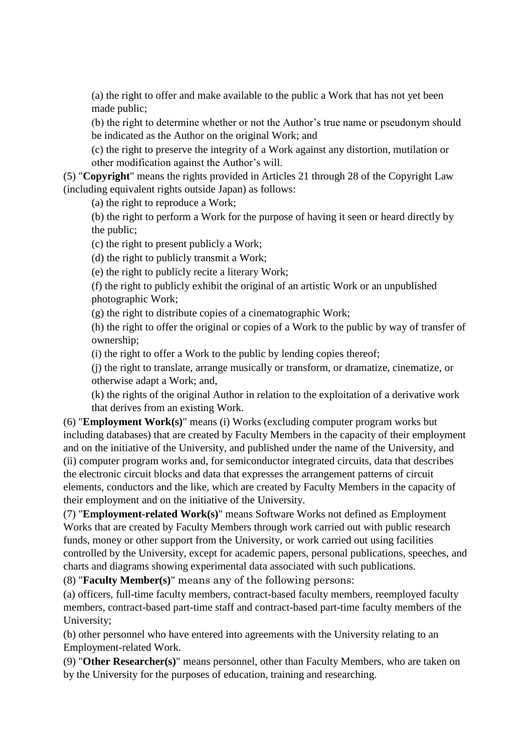(a) the right to offer and make available to the public a Work that has not yet been made public;

(b) the right to determine whether or not the Author's true name or pseudonym should be indicated as the Author on the original Work; and

(c) the right to preserve the integrity of a Work against any distortion, mutilation or other modification against the Author's will.

(5) "**Copyright**" means the rights provided in Articles 21 through 28 of the Copyright Law (including equivalent rights outside Japan) as follows:

(a) the right to reproduce a Work;

(b) the right to perform a Work for the purpose of having it seen or heard directly by the public;

(c) the right to present publicly a Work;

(d) the right to publicly transmit a Work;

(e) the right to publicly recite a literary Work;

(f) the right to publicly exhibit the original of an artistic Work or an unpublished photographic Work;

(g) the right to distribute copies of a cinematographic Work;

(h) the right to offer the original or copies of a Work to the public by way of transfer of ownership;

(i) the right to offer a Work to the public by lending copies thereof;

(j) the right to translate, arrange musically or transform, or dramatize, cinematize, or otherwise adapt a Work; and,

(k) the rights of the original Author in relation to the exploitation of a derivative work that derives from an existing Work.

(6) "**Employment Work(s)**" means (i) Works (excluding computer program works but including databases) that are created by Faculty Members in the capacity of their employment and on the initiative of the University, and published under the name of the University, and (ii) computer program works and, for semiconductor integrated circuits, data that describes the electronic circuit blocks and data that expresses the arrangement patterns of circuit elements, conductors and the like, which are created by Faculty Members in the capacity of their employment and on the initiative of the University.

(7) "**Employment-related Work(s)**" means Software Works not defined as Employment Works that are created by Faculty Members through work carried out with public research funds, money or other support from the University, or work carried out using facilities controlled by the University, except for academic papers, personal publications, speeches, and charts and diagrams showing experimental data associated with such publications.

(8) "**Faculty Member(s)**" means any of the following persons:

(a) officers, full-time faculty members, contract-based faculty members, reemployed faculty members, contract-based part-time staff and contract-based part-time faculty members of the University;

(b) other personnel who have entered into agreements with the University relating to an Employment-related Work.

(9) "**Other Researcher(s)**" means personnel, other than Faculty Members, who are taken on by the University for the purposes of education, training and researching.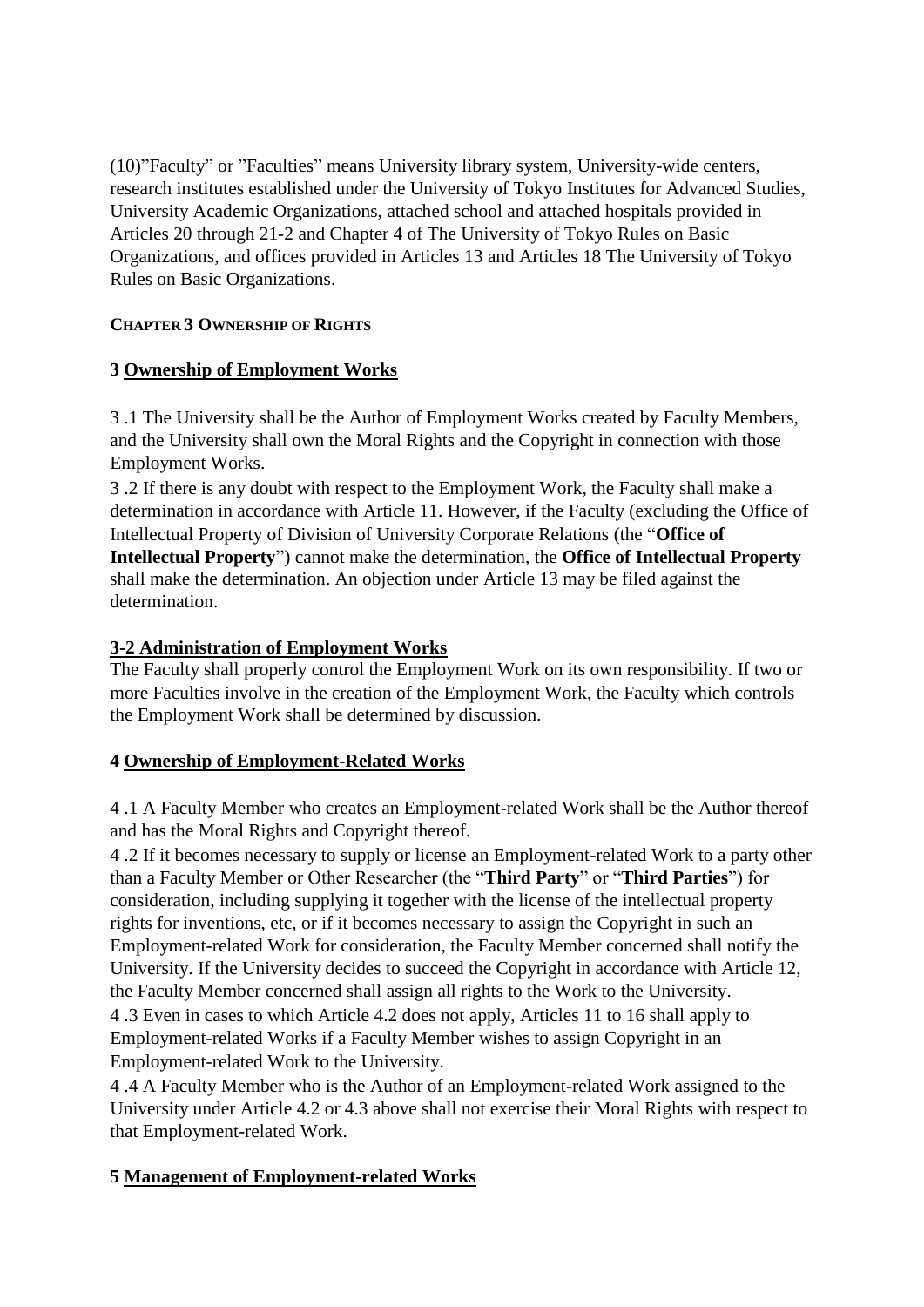(10)”Faculty” or ”Faculties” means University library system, University-wide centers, research institutes established under the University of Tokyo Institutes for Advanced Studies, University Academic Organizations, attached school and attached hospitals provided in Articles 20 through 21-2 and Chapter 4 of The University of Tokyo Rules on Basic Organizations, and offices provided in Articles 13 and Articles 18 The University of Tokyo Rules on Basic Organizations.

## CHAPTER 3 OWNERSHIP OF RIGHTS

### 3 Ownership of Employment Works

3 .1 The University shall be the Author of Employment Works created by Faculty Members, and the University shall own the Moral Rights and the Copyright in connection with those Employment Works.

3 .2 If there is any doubt with respect to the Employment Work, the Faculty shall make a determination in accordance with Article 11. However, if the Faculty (excluding the Office of Intellectual Property of Division of University Corporate Relations (the “**Office of Intellectual Property**”) cannot make the determination, the **Office of Intellectual Property** shall make the determination. An objection under Article 13 may be filed against the determination.

### 3-2 Administration of Employment Works

The Faculty shall properly control the Employment Work on its own responsibility. If two or more Faculties involve in the creation of the Employment Work, the Faculty which controls the Employment Work shall be determined by discussion.

### 4 Ownership of Employment-Related Works

4 .1 A Faculty Member who creates an Employment-related Work shall be the Author thereof and has the Moral Rights and Copyright thereof.

4 .2 If it becomes necessary to supply or license an Employment-related Work to a party other than a Faculty Member or Other Researcher (the “**Third Party**” or “**Third Parties**”) for consideration, including supplying it together with the license of the intellectual property rights for inventions, etc, or if it becomes necessary to assign the Copyright in such an Employment-related Work for consideration, the Faculty Member concerned shall notify the University. If the University decides to succeed the Copyright in accordance with Article 12, the Faculty Member concerned shall assign all rights to the Work to the University.

4 .3 Even in cases to which Article 4.2 does not apply, Articles 11 to 16 shall apply to Employment-related Works if a Faculty Member wishes to assign Copyright in an Employment-related Work to the University.

4 .4 A Faculty Member who is the Author of an Employment-related Work assigned to the University under Article 4.2 or 4.3 above shall not exercise their Moral Rights with respect to that Employment-related Work.

### 5 Management of Employment-related Works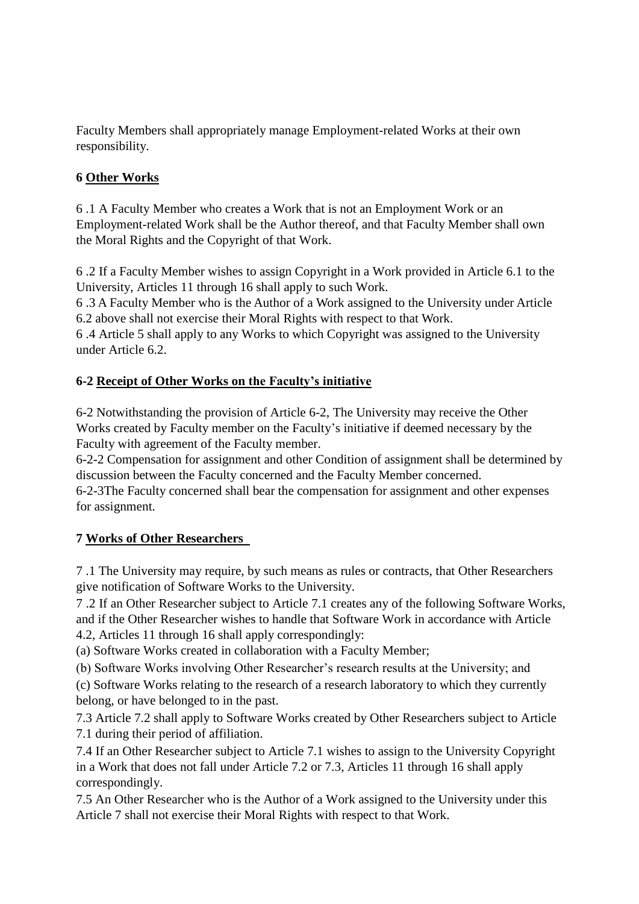Faculty Members shall appropriately manage Employment-related Works at their own responsibility.

**6 Other Works**

6 .1 A Faculty Member who creates a Work that is not an Employment Work or an Employment-related Work shall be the Author thereof, and that Faculty Member shall own the Moral Rights and the Copyright of that Work.

6 .2 If a Faculty Member wishes to assign Copyright in a Work provided in Article 6.1 to the University, Articles 11 through 16 shall apply to such Work.
6 .3 A Faculty Member who is the Author of a Work assigned to the University under Article 6.2 above shall not exercise their Moral Rights with respect to that Work.
6 .4 Article 5 shall apply to any Works to which Copyright was assigned to the University under Article 6.2.

**6-2 Receipt of Other Works on the Faculty's initiative**

6-2 Notwithstanding the provision of Article 6-2, The University may receive the Other Works created by Faculty member on the Faculty's initiative if deemed necessary by the Faculty with agreement of the Faculty member.
6-2-2 Compensation for assignment and other Condition of assignment shall be determined by discussion between the Faculty concerned and the Faculty Member concerned.
6-2-3The Faculty concerned shall bear the compensation for assignment and other expenses for assignment.

**7 Works of Other Researchers**

7 .1 The University may require, by such means as rules or contracts, that Other Researchers give notification of Software Works to the University.
7 .2 If an Other Researcher subject to Article 7.1 creates any of the following Software Works, and if the Other Researcher wishes to handle that Software Work in accordance with Article 4.2, Articles 11 through 16 shall apply correspondingly:
(a) Software Works created in collaboration with a Faculty Member;
(b) Software Works involving Other Researcher's research results at the University; and
(c) Software Works relating to the research of a research laboratory to which they currently belong, or have belonged to in the past.
7.3 Article 7.2 shall apply to Software Works created by Other Researchers subject to Article 7.1 during their period of affiliation.
7.4 If an Other Researcher subject to Article 7.1 wishes to assign to the University Copyright in a Work that does not fall under Article 7.2 or 7.3, Articles 11 through 16 shall apply correspondingly.
7.5 An Other Researcher who is the Author of a Work assigned to the University under this Article 7 shall not exercise their Moral Rights with respect to that Work.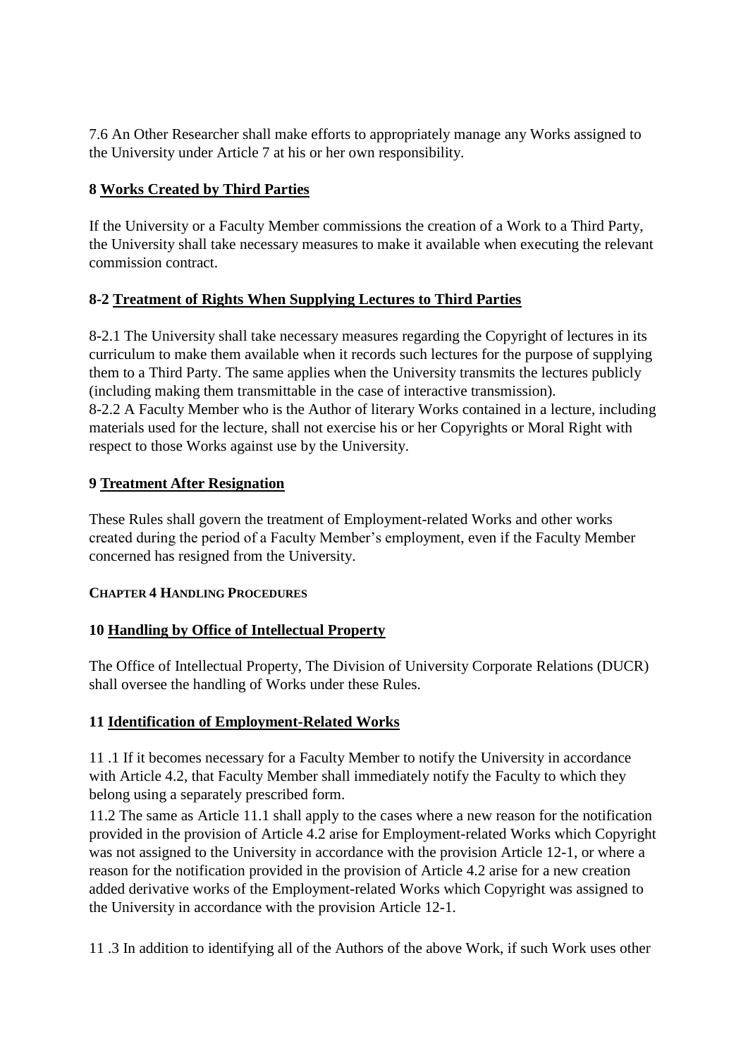7.6 An Other Researcher shall make efforts to appropriately manage any Works assigned to the University under Article 7 at his or her own responsibility.

### 8 <u>Works Created by Third Parties</u>

If the University or a Faculty Member commissions the creation of a Work to a Third Party, the University shall take necessary measures to make it available when executing the relevant commission contract.

### 8-2 <u>Treatment of Rights When Supplying Lectures to Third Parties</u>

8-2.1 The University shall take necessary measures regarding the Copyright of lectures in its curriculum to make them available when it records such lectures for the purpose of supplying them to a Third Party. The same applies when the University transmits the lectures publicly (including making them transmittable in the case of interactive transmission).
8-2.2 A Faculty Member who is the Author of literary Works contained in a lecture, including materials used for the lecture, shall not exercise his or her Copyrights or Moral Right with respect to those Works against use by the University.

### 9 <u>Treatment After Resignation</u>

These Rules shall govern the treatment of Employment-related Works and other works created during the period of a Faculty Member's employment, even if the Faculty Member concerned has resigned from the University.

## CHAPTER 4 HANDLING PROCEDURES

### 10 <u>Handling by Office of Intellectual Property</u>

The Office of Intellectual Property, The Division of University Corporate Relations (DUCR) shall oversee the handling of Works under these Rules.

### 11 <u>Identification of Employment-Related Works</u>

11 .1 If it becomes necessary for a Faculty Member to notify the University in accordance with Article 4.2, that Faculty Member shall immediately notify the Faculty to which they belong using a separately prescribed form.
11.2 The same as Article 11.1 shall apply to the cases where a new reason for the notification provided in the provision of Article 4.2 arise for Employment-related Works which Copyright was not assigned to the University in accordance with the provision Article 12-1, or where a reason for the notification provided in the provision of Article 4.2 arise for a new creation added derivative works of the Employment-related Works which Copyright was assigned to the University in accordance with the provision Article 12-1.

11 .3 In addition to identifying all of the Authors of the above Work, if such Work uses other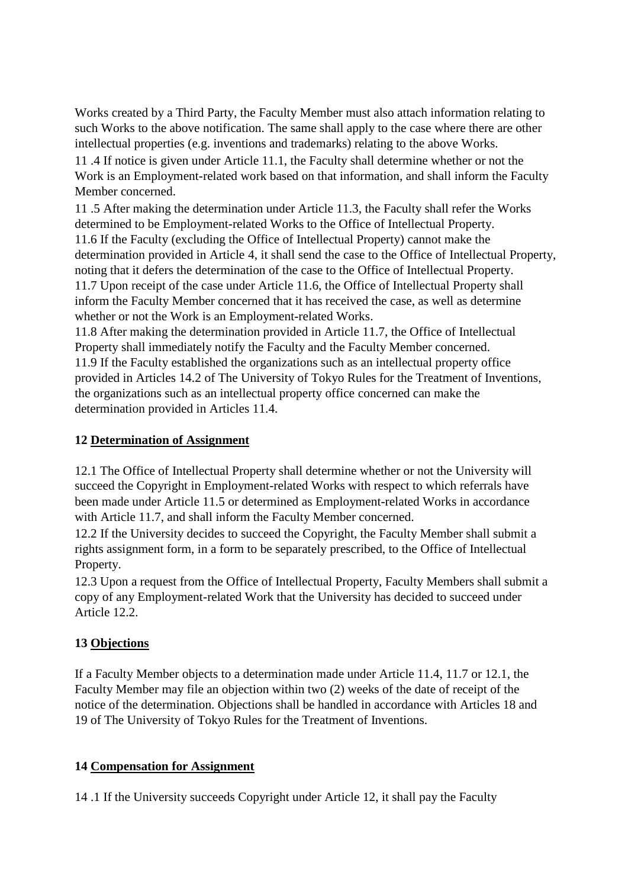Works created by a Third Party, the Faculty Member must also attach information relating to such Works to the above notification. The same shall apply to the case where there are other intellectual properties (e.g. inventions and trademarks) relating to the above Works.

11 .4 If notice is given under Article 11.1, the Faculty shall determine whether or not the Work is an Employment-related work based on that information, and shall inform the Faculty Member concerned.

11 .5 After making the determination under Article 11.3, the Faculty shall refer the Works determined to be Employment-related Works to the Office of Intellectual Property.

11.6 If the Faculty (excluding the Office of Intellectual Property) cannot make the determination provided in Article 4, it shall send the case to the Office of Intellectual Property, noting that it defers the determination of the case to the Office of Intellectual Property.

11.7 Upon receipt of the case under Article 11.6, the Office of Intellectual Property shall inform the Faculty Member concerned that it has received the case, as well as determine whether or not the Work is an Employment-related Works.

11.8 After making the determination provided in Article 11.7, the Office of Intellectual Property shall immediately notify the Faculty and the Faculty Member concerned.

11.9 If the Faculty established the organizations such as an intellectual property office provided in Articles 14.2 of The University of Tokyo Rules for the Treatment of Inventions, the organizations such as an intellectual property office concerned can make the determination provided in Articles 11.4.

## 12 Determination of Assignment

12.1 The Office of Intellectual Property shall determine whether or not the University will succeed the Copyright in Employment-related Works with respect to which referrals have been made under Article 11.5 or determined as Employment-related Works in accordance with Article 11.7, and shall inform the Faculty Member concerned.

12.2 If the University decides to succeed the Copyright, the Faculty Member shall submit a rights assignment form, in a form to be separately prescribed, to the Office of Intellectual Property.

12.3 Upon a request from the Office of Intellectual Property, Faculty Members shall submit a copy of any Employment-related Work that the University has decided to succeed under Article 12.2.

## 13 Objections

If a Faculty Member objects to a determination made under Article 11.4, 11.7 or 12.1, the Faculty Member may file an objection within two (2) weeks of the date of receipt of the notice of the determination. Objections shall be handled in accordance with Articles 18 and 19 of The University of Tokyo Rules for the Treatment of Inventions.

## 14 Compensation for Assignment

14 .1 If the University succeeds Copyright under Article 12, it shall pay the Faculty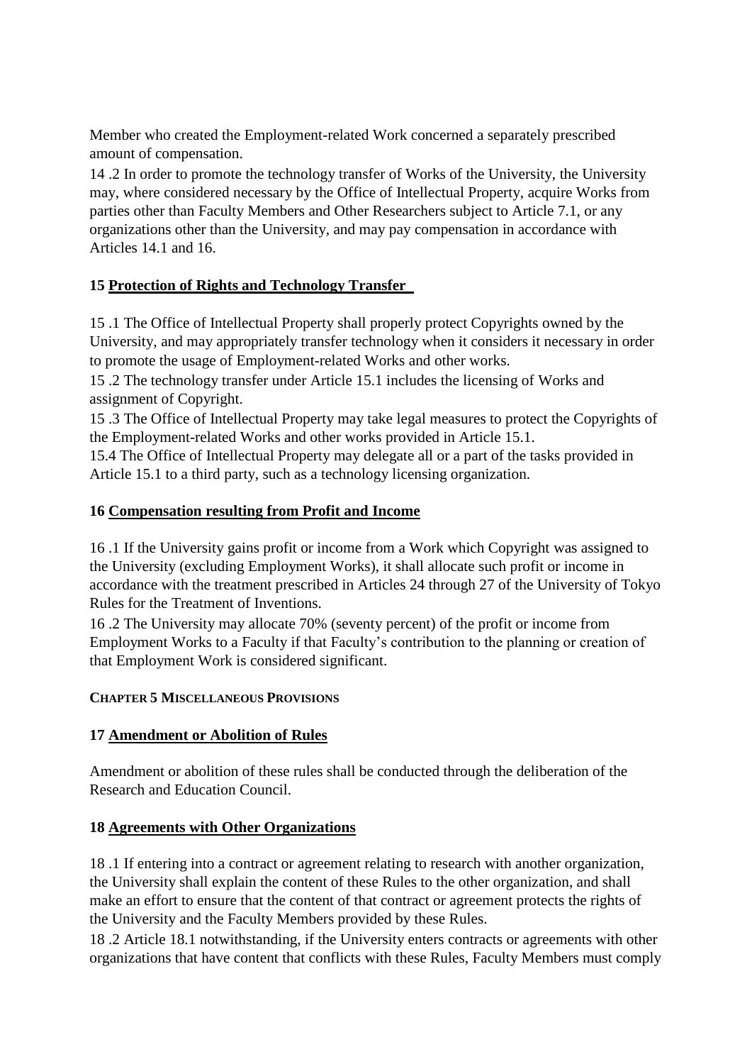Member who created the Employment-related Work concerned a separately prescribed amount of compensation.

14 .2 In order to promote the technology transfer of Works of the University, the University may, where considered necessary by the Office of Intellectual Property, acquire Works from parties other than Faculty Members and Other Researchers subject to Article 7.1, or any organizations other than the University, and may pay compensation in accordance with Articles 14.1 and 16.

### 15 <u>Protection of Rights and Technology Transfer</u>

15 .1 The Office of Intellectual Property shall properly protect Copyrights owned by the University, and may appropriately transfer technology when it considers it necessary in order to promote the usage of Employment-related Works and other works.

15 .2 The technology transfer under Article 15.1 includes the licensing of Works and assignment of Copyright.

15 .3 The Office of Intellectual Property may take legal measures to protect the Copyrights of the Employment-related Works and other works provided in Article 15.1.

15.4 The Office of Intellectual Property may delegate all or a part of the tasks provided in Article 15.1 to a third party, such as a technology licensing organization.

### 16 <u>Compensation resulting from Profit and Income</u>

16 .1 If the University gains profit or income from a Work which Copyright was assigned to the University (excluding Employment Works), it shall allocate such profit or income in accordance with the treatment prescribed in Articles 24 through 27 of the University of Tokyo Rules for the Treatment of Inventions.

16 .2 The University may allocate 70% (seventy percent) of the profit or income from Employment Works to a Faculty if that Faculty's contribution to the planning or creation of that Employment Work is considered significant.

## CHAPTER 5 MISCELLANEOUS PROVISIONS

### 17 <u>Amendment or Abolition of Rules</u>

Amendment or abolition of these rules shall be conducted through the deliberation of the Research and Education Council.

### 18 <u>Agreements with Other Organizations</u>

18 .1 If entering into a contract or agreement relating to research with another organization, the University shall explain the content of these Rules to the other organization, and shall make an effort to ensure that the content of that contract or agreement protects the rights of the University and the Faculty Members provided by these Rules.

18 .2 Article 18.1 notwithstanding, if the University enters contracts or agreements with other organizations that have content that conflicts with these Rules, Faculty Members must comply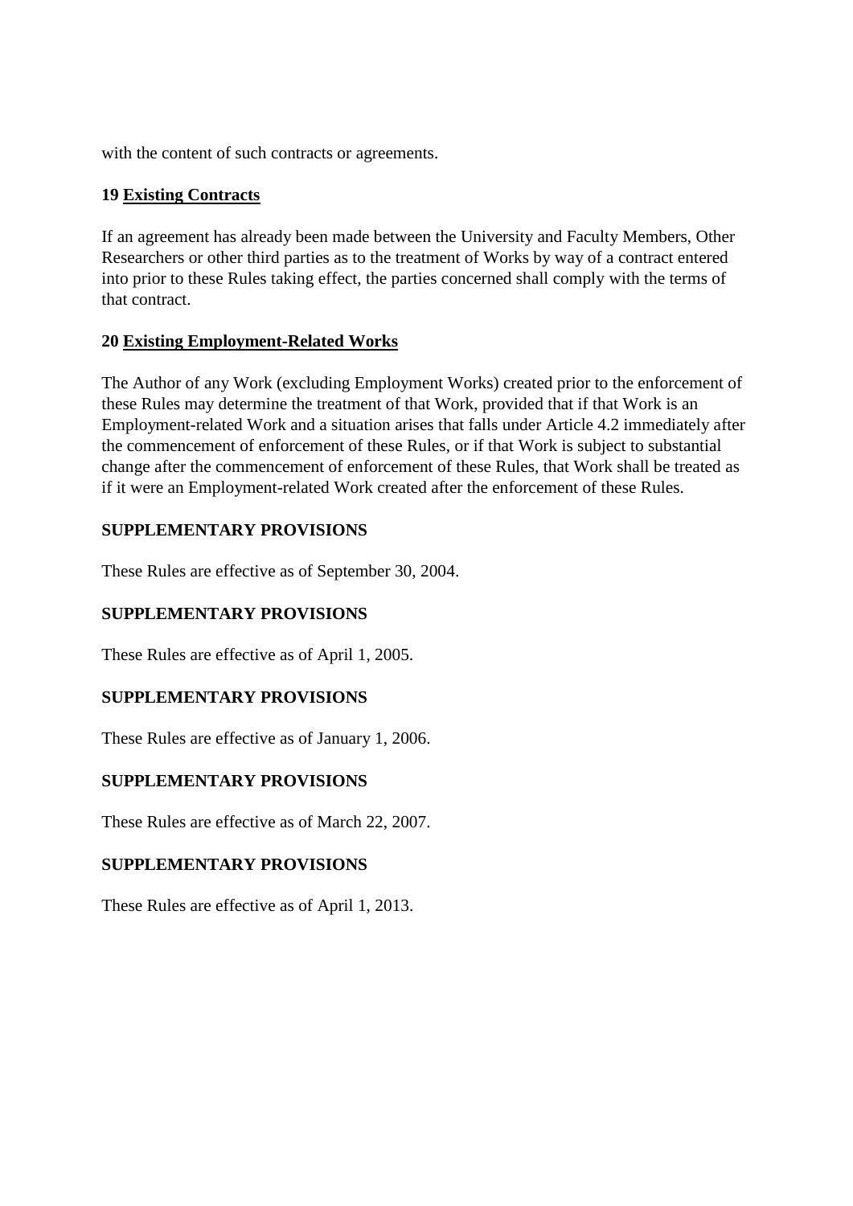with the content of such contracts or agreements.

**19 Existing Contracts**

If an agreement has already been made between the University and Faculty Members, Other Researchers or other third parties as to the treatment of Works by way of a contract entered into prior to these Rules taking effect, the parties concerned shall comply with the terms of that contract.

**20 Existing Employment-Related Works**

The Author of any Work (excluding Employment Works) created prior to the enforcement of these Rules may determine the treatment of that Work, provided that if that Work is an Employment-related Work and a situation arises that falls under Article 4.2 immediately after the commencement of enforcement of these Rules, or if that Work is subject to substantial change after the commencement of enforcement of these Rules, that Work shall be treated as if it were an Employment-related Work created after the enforcement of these Rules.

**SUPPLEMENTARY PROVISIONS**

These Rules are effective as of September 30, 2004.

**SUPPLEMENTARY PROVISIONS**

These Rules are effective as of April 1, 2005.

**SUPPLEMENTARY PROVISIONS**

These Rules are effective as of January 1, 2006.

**SUPPLEMENTARY PROVISIONS**

These Rules are effective as of March 22, 2007.

**SUPPLEMENTARY PROVISIONS**

These Rules are effective as of April 1, 2013.